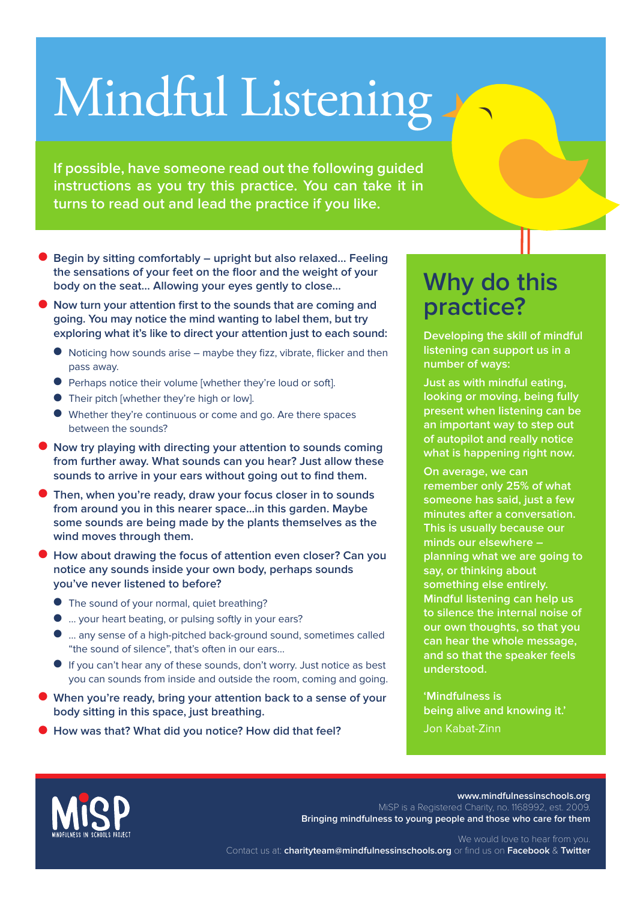# Mindful Listening

**If possible, have someone read out the following guided instructions as you try this practice. You can take it in turns to read out and lead the practice if you like.**

- **Begin by sitting comfortably – upright but also relaxed... Feeling the sensations of your feet on the floor and the weight of your body on the seat... Allowing your eyes gently to close...**
- **Now turn your attention first to the sounds that are coming and going. You may notice the mind wanting to label them, but try exploring what it's like to direct your attention just to each sound:**
  - Noticing how sounds arise – maybe they fizz, vibrate, flicker and then pass away.
  - Perhaps notice their volume [whether they're loud or soft].
  - Their pitch [whether they're high or low].
  - Whether they're continuous or come and go. Are there spaces between the sounds?
- **Now try playing with directing your attention to sounds coming from further away. What sounds can you hear? Just allow these sounds to arrive in your ears without going out to find them.**
- **Then, when you're ready, draw your focus closer in to sounds from around you in this nearer space...in this garden. Maybe some sounds are being made by the plants themselves as the wind moves through them.**
- **How about drawing the focus of attention even closer? Can you notice any sounds inside your own body, perhaps sounds you've never listened to before?**
  - The sound of your normal, quiet breathing?
  - ... your heart beating, or pulsing softly in your ears?
  - ... any sense of a high-pitched back-ground sound, sometimes called "the sound of silence", that's often in our ears...
  - If you can't hear any of these sounds, don't worry. Just notice as best you can sounds from inside and outside the room, coming and going.
- **When you're ready, bring your attention back to a sense of your body sitting in this space, just breathing.**
- **How was that? What did you notice? How did that feel?**

## Why do this practice?

**Developing the skill of mindful listening can support us in a number of ways:**

**Just as with mindful eating, looking or moving, being fully present when listening can be an important way to step out of autopilot and really notice what is happening right now.**

**On average, we can remember only 25% of what someone has said, just a few minutes after a conversation. This is usually because our minds our elsewhere – planning what we are going to say, or thinking about something else entirely. Mindful listening can help us to silence the internal noise of our own thoughts, so that you can hear the whole message, and so that the speaker feels understood.**

**'Mindfulness is being alive and knowing it.'**
Jon Kabat-Zinn

MiSP – MINDFULNESS IN SCHOOLS PROJECT

**www.mindfulnessinschools.org**
MiSP is a Registered Charity, no. 1168992, est. 2009.
**Bringing mindfulness to young people and those who care for them**

We would love to hear from you.
Contact us at: **charityteam@mindfulnessinschools.org** or find us on **Facebook** & **Twitter**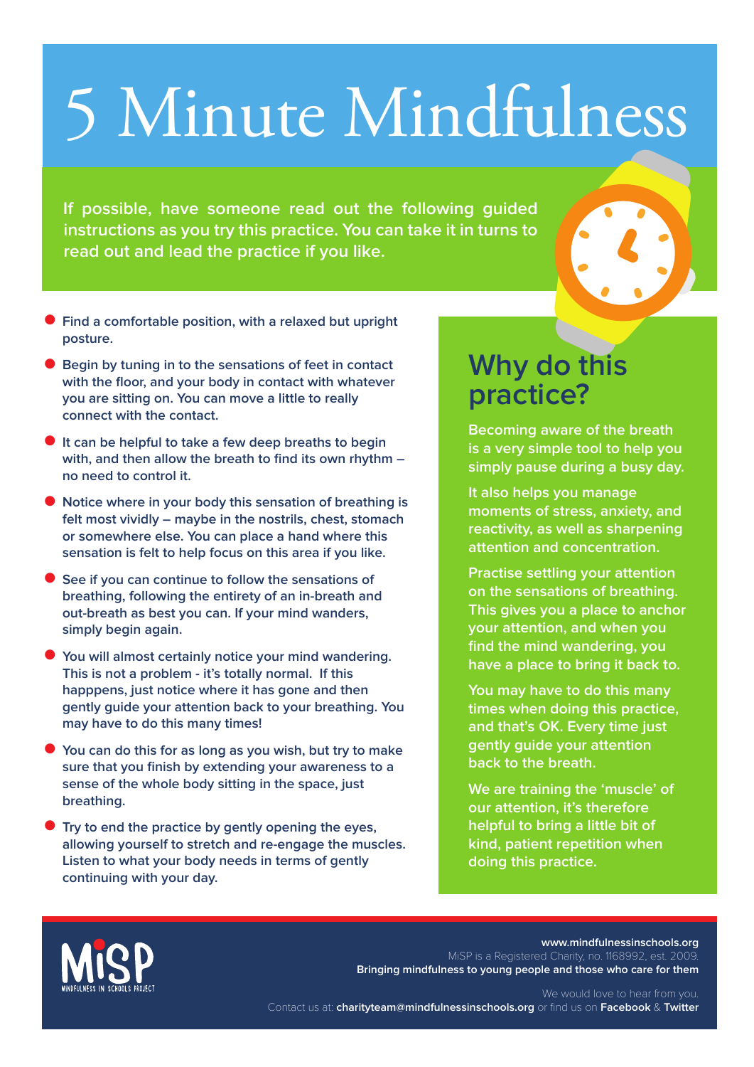# 5 Minute Mindfulness

**If possible, have someone read out the following guided instructions as you try this practice. You can take it in turns to read out and lead the practice if you like.**

- Find a comfortable position, with a relaxed but upright posture.
- Begin by tuning in to the sensations of feet in contact with the floor, and your body in contact with whatever you are sitting on. You can move a little to really connect with the contact.
- It can be helpful to take a few deep breaths to begin with, and then allow the breath to find its own rhythm – no need to control it.
- Notice where in your body this sensation of breathing is felt most vividly – maybe in the nostrils, chest, stomach or somewhere else. You can place a hand where this sensation is felt to help focus on this area if you like.
- See if you can continue to follow the sensations of breathing, following the entirety of an in-breath and out-breath as best you can. If your mind wanders, simply begin again.
- You will almost certainly notice your mind wandering. This is not a problem - it's totally normal. If this happpens, just notice where it has gone and then gently guide your attention back to your breathing. You may have to do this many times!
- You can do this for as long as you wish, but try to make sure that you finish by extending your awareness to a sense of the whole body sitting in the space, just breathing.
- Try to end the practice by gently opening the eyes, allowing yourself to stretch and re-engage the muscles. Listen to what your body needs in terms of gently continuing with your day.

## Why do this practice?

Becoming aware of the breath is a very simple tool to help you simply pause during a busy day.

It also helps you manage moments of stress, anxiety, and reactivity, as well as sharpening attention and concentration.

Practise settling your attention on the sensations of breathing. This gives you a place to anchor your attention, and when you find the mind wandering, you have a place to bring it back to.

You may have to do this many times when doing this practice, and that's OK. Every time just gently guide your attention back to the breath.

We are training the 'muscle' of our attention, it's therefore helpful to bring a little bit of kind, patient repetition when doing this practice.

MiSP
MINDFULNESS IN SCHOOLS PROJECT

**www.mindfulnessinschools.org**
MiSP is a Registered Charity, no. 1168992, est. 2009.
**Bringing mindfulness to young people and those who care for them**

We would love to hear from you.
Contact us at: **charityteam@mindfulnessinschools.org** or find us on **Facebook** & **Twitter**